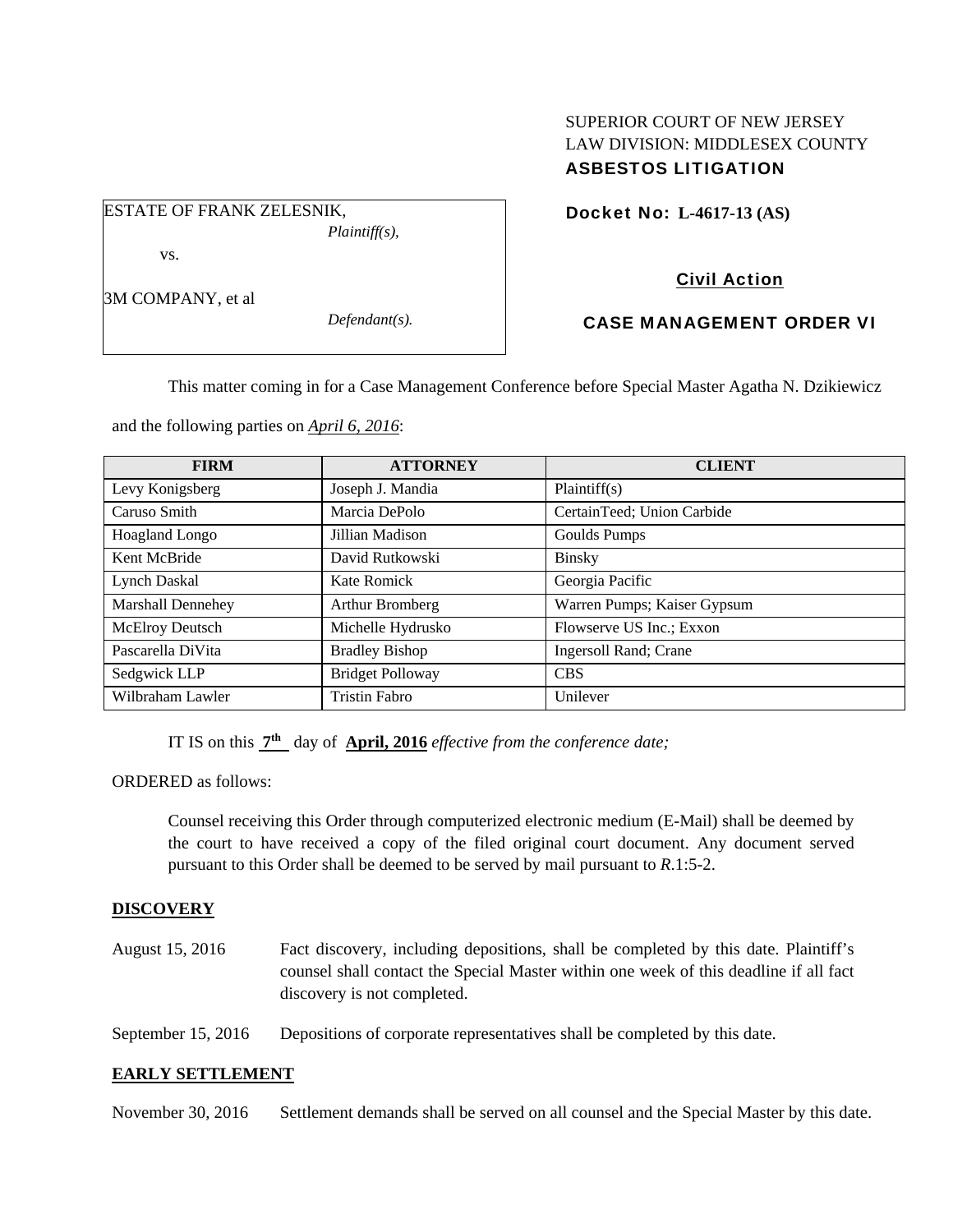SUPERIOR COURT OF NEW JERSEY
LAW DIVISION: MIDDLESEX COUNTY
**ASBESTOS LITIGATION**

ESTATE OF FRANK ZELESNIK,
*Plaintiff(s),*

vs.

3M COMPANY, et al
*Defendant(s).*

**Docket No: L-4617-13 (AS)**

**Civil Action**

**CASE MANAGEMENT ORDER VI**

This matter coming in for a Case Management Conference before Special Master Agatha N. Dzikiewicz and the following parties on *April 6, 2016*:

| FIRM | ATTORNEY | CLIENT |
|---|---|---|
| Levy Konigsberg | Joseph J. Mandia | Plaintiff(s) |
| Caruso Smith | Marcia DePolo | CertainTeed; Union Carbide |
| Hoagland Longo | Jillian Madison | Goulds Pumps |
| Kent McBride | David Rutkowski | Binsky |
| Lynch Daskal | Kate Romick | Georgia Pacific |
| Marshall Dennehey | Arthur Bromberg | Warren Pumps; Kaiser Gypsum |
| McElroy Deutsch | Michelle Hydrusko | Flowserve US Inc.; Exxon |
| Pascarella DiVita | Bradley Bishop | Ingersoll Rand; Crane |
| Sedgwick LLP | Bridget Polloway | CBS |
| Wilbraham Lawler | Tristin Fabro | Unilever |

IT IS on this **7th** day of **April, 2016** *effective from the conference date;*

ORDERED as follows:

Counsel receiving this Order through computerized electronic medium (E-Mail) shall be deemed by the court to have received a copy of the filed original court document. Any document served pursuant to this Order shall be deemed to be served by mail pursuant to *R*.1:5-2.

**DISCOVERY**

August 15, 2016 — Fact discovery, including depositions, shall be completed by this date. Plaintiff's counsel shall contact the Special Master within one week of this deadline if all fact discovery is not completed.

September 15, 2016 — Depositions of corporate representatives shall be completed by this date.

**EARLY SETTLEMENT**

November 30, 2016 — Settlement demands shall be served on all counsel and the Special Master by this date.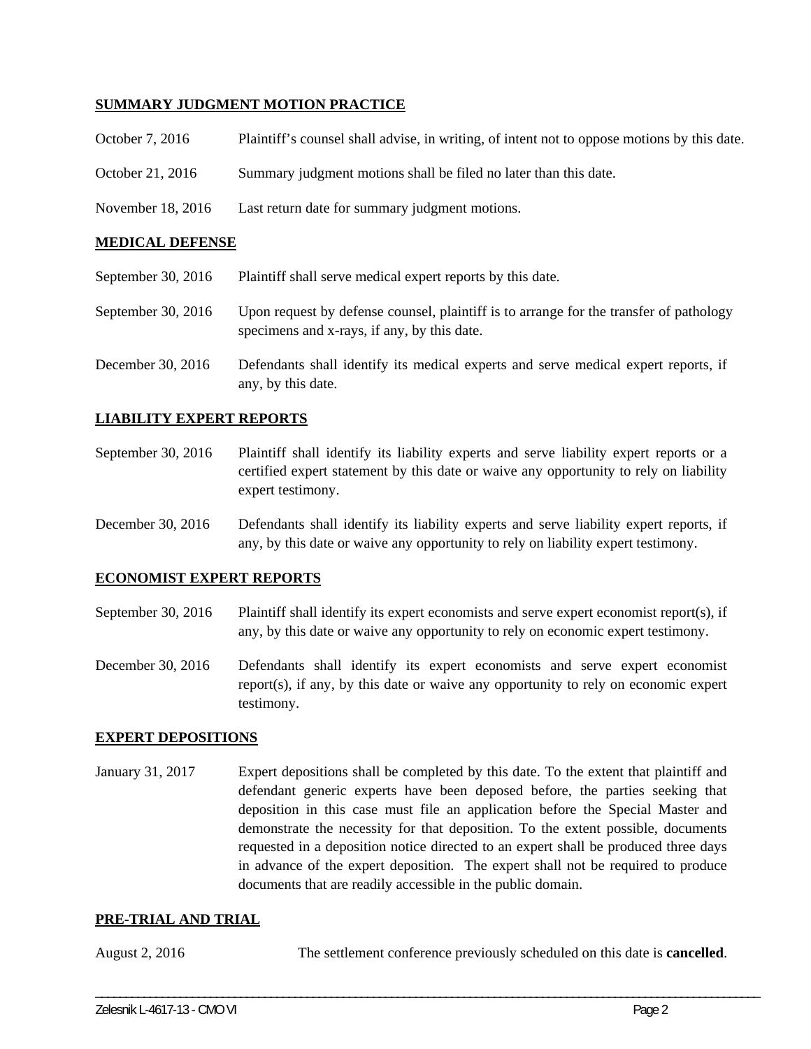**SUMMARY JUDGMENT MOTION PRACTICE**

| | |
|---|---|
| October 7, 2016 | Plaintiff's counsel shall advise, in writing, of intent not to oppose motions by this date. |
| October 21, 2016 | Summary judgment motions shall be filed no later than this date. |
| November 18, 2016 | Last return date for summary judgment motions. |

**MEDICAL DEFENSE**

| | |
|---|---|
| September 30, 2016 | Plaintiff shall serve medical expert reports by this date. |
| September 30, 2016 | Upon request by defense counsel, plaintiff is to arrange for the transfer of pathology specimens and x-rays, if any, by this date. |
| December 30, 2016 | Defendants shall identify its medical experts and serve medical expert reports, if any, by this date. |

**LIABILITY EXPERT REPORTS**

| | |
|---|---|
| September 30, 2016 | Plaintiff shall identify its liability experts and serve liability expert reports or a certified expert statement by this date or waive any opportunity to rely on liability expert testimony. |
| December 30, 2016 | Defendants shall identify its liability experts and serve liability expert reports, if any, by this date or waive any opportunity to rely on liability expert testimony. |

**ECONOMIST EXPERT REPORTS**

| | |
|---|---|
| September 30, 2016 | Plaintiff shall identify its expert economists and serve expert economist report(s), if any, by this date or waive any opportunity to rely on economic expert testimony. |
| December 30, 2016 | Defendants shall identify its expert economists and serve expert economist report(s), if any, by this date or waive any opportunity to rely on economic expert testimony. |

**EXPERT DEPOSITIONS**

| | |
|---|---|
| January 31, 2017 | Expert depositions shall be completed by this date. To the extent that plaintiff and defendant generic experts have been deposed before, the parties seeking that deposition in this case must file an application before the Special Master and demonstrate the necessity for that deposition. To the extent possible, documents requested in a deposition notice directed to an expert shall be produced three days in advance of the expert deposition. The expert shall not be required to produce documents that are readily accessible in the public domain. |

**PRE-TRIAL AND TRIAL**

| | |
|---|---|
| August 2, 2016 | The settlement conference previously scheduled on this date is **cancelled**. |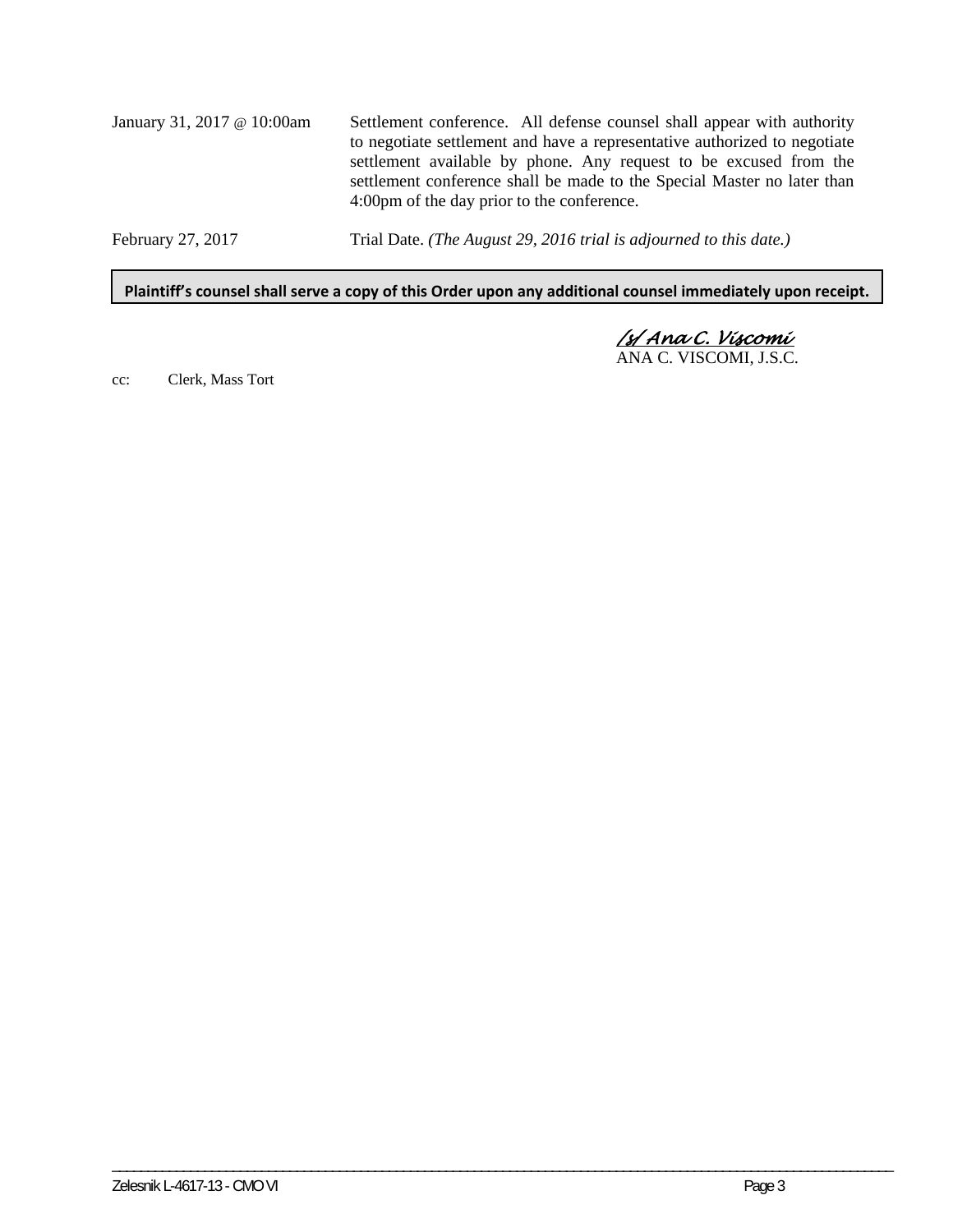| | |
|---|---|
| January 31, 2017 @ 10:00am | Settlement conference. All defense counsel shall appear with authority to negotiate settlement and have a representative authorized to negotiate settlement available by phone. Any request to be excused from the settlement conference shall be made to the Special Master no later than 4:00pm of the day prior to the conference. |
| February 27, 2017 | Trial Date. *(The August 29, 2016 trial is adjourned to this date.)* |

**Plaintiff's counsel shall serve a copy of this Order upon any additional counsel immediately upon receipt.**

*/s/ Ana C. Viscomi*
ANA C. VISCOMI, J.S.C.

cc: Clerk, Mass Tort